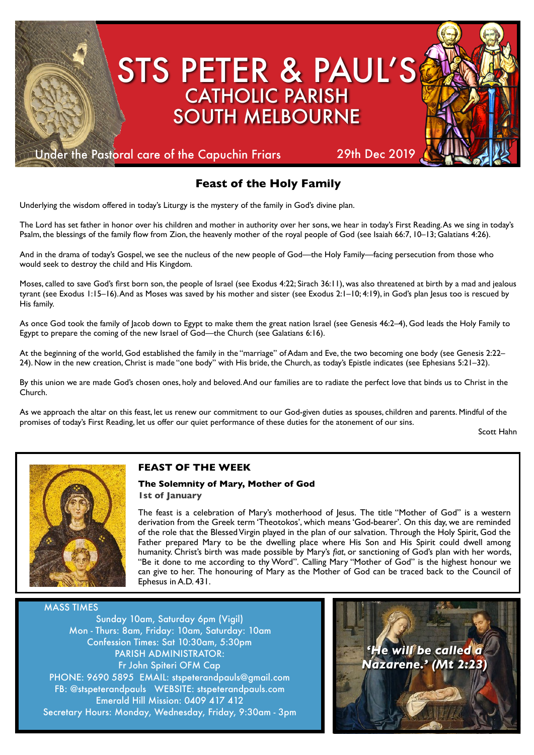# STS PETER & PAUL'S
## CATHOLIC PARISH
## SOUTH MELBOURNE

Under the Pastoral care of the Capuchin Friars

29th Dec 2019

## Feast of the Holy Family

Underlying the wisdom offered in today's Liturgy is the mystery of the family in God's divine plan.

The Lord has set father in honor over his children and mother in authority over her sons, we hear in today's First Reading. As we sing in today's Psalm, the blessings of the family flow from Zion, the heavenly mother of the royal people of God (see Isaiah 66:7, 10–13; Galatians 4:26).

And in the drama of today's Gospel, we see the nucleus of the new people of God—the Holy Family—facing persecution from those who would seek to destroy the child and His Kingdom.

Moses, called to save God's first born son, the people of Israel (see Exodus 4:22; Sirach 36:11), was also threatened at birth by a mad and jealous tyrant (see Exodus 1:15–16). And as Moses was saved by his mother and sister (see Exodus 2:1–10; 4:19), in God's plan Jesus too is rescued by His family.

As once God took the family of Jacob down to Egypt to make them the great nation Israel (see Genesis 46:2–4), God leads the Holy Family to Egypt to prepare the coming of the new Israel of God—the Church (see Galatians 6:16).

At the beginning of the world, God established the family in the "marriage" of Adam and Eve, the two becoming one body (see Genesis 2:22–24). Now in the new creation, Christ is made "one body" with His bride, the Church, as today's Epistle indicates (see Ephesians 5:21–32).

By this union we are made God's chosen ones, holy and beloved. And our families are to radiate the perfect love that binds us to Christ in the Church.

As we approach the altar on this feast, let us renew our commitment to our God-given duties as spouses, children and parents. Mindful of the promises of today's First Reading, let us offer our quiet performance of these duties for the atonement of our sins.

Scott Hahn

### FEAST OF THE WEEK

**The Solemnity of Mary, Mother of God**
**1st of January**

The feast is a celebration of Mary's motherhood of Jesus. The title "Mother of God" is a western derivation from the Greek term 'Theotokos', which means 'God-bearer'. On this day, we are reminded of the role that the Blessed Virgin played in the plan of our salvation. Through the Holy Spirit, God the Father prepared Mary to be the dwelling place where His Son and His Spirit could dwell among humanity. Christ's birth was made possible by Mary's *fiat*, or sanctioning of God's plan with her words, "Be it done to me according to thy Word". Calling Mary "Mother of God" is the highest honour we can give to her. The honouring of Mary as the Mother of God can be traced back to the Council of Ephesus in A.D. 431.

### MASS TIMES

Sunday 10am, Saturday 6pm (Vigil)
Mon - Thurs: 8am, Friday: 10am, Saturday: 10am
Confession Times: Sat 10:30am, 5:30pm
PARISH ADMINISTRATOR:
Fr John Spiteri OFM Cap
PHONE: 9690 5895 EMAIL: stspeterandpauls@gmail.com
FB: @stspeterandpauls WEBSITE: stspeterandpauls.com
Emerald Hill Mission: 0409 417 412
Secretary Hours: Monday, Wednesday, Friday, 9:30am - 3pm

*'He will be called a Nazarene.' (Mt 2:23)*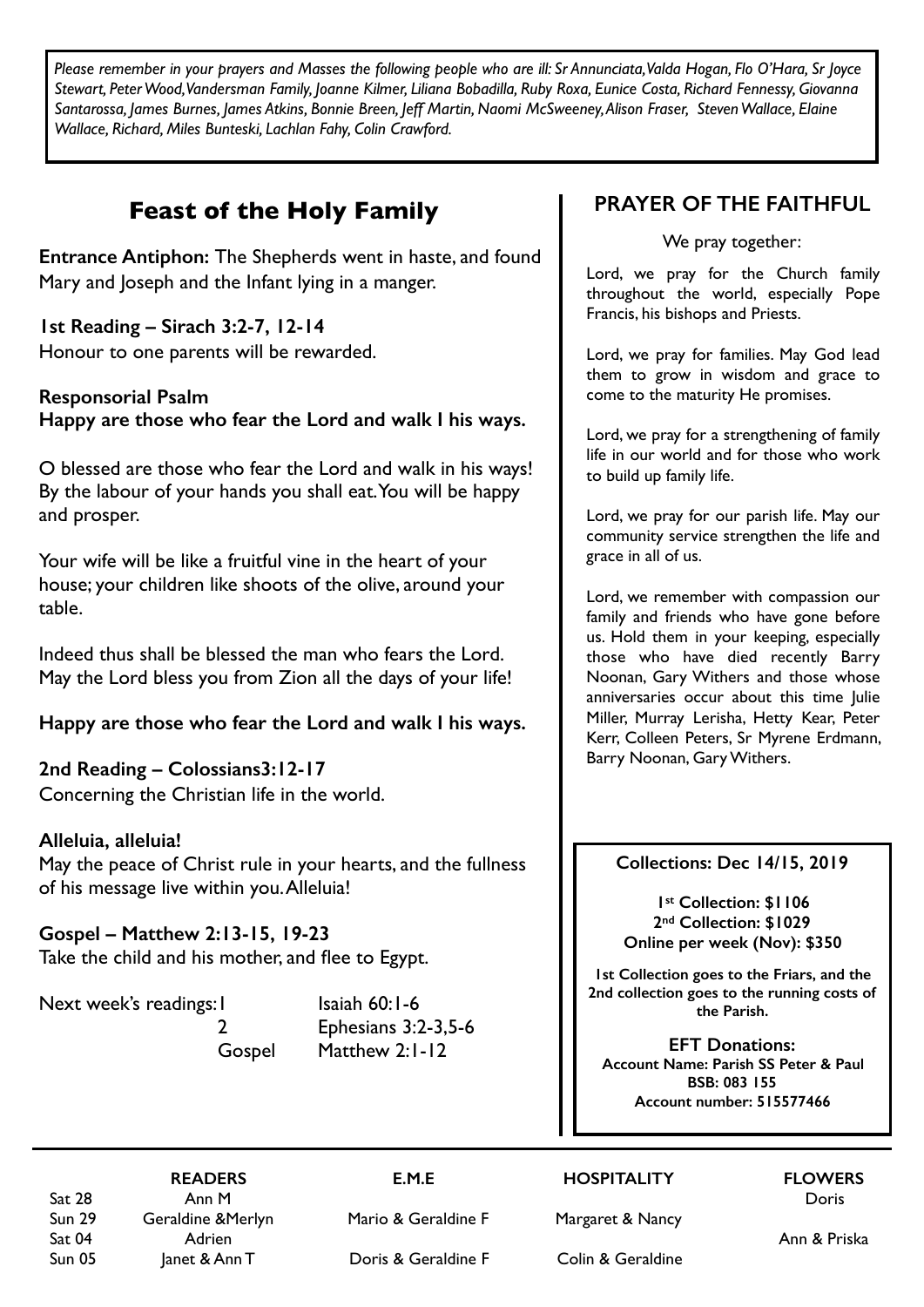*Please remember in your prayers and Masses the following people who are ill: Sr Annunciata, Valda Hogan, Flo O'Hara, Sr Joyce Stewart, Peter Wood, Vandersman Family, Joanne Kilmer, Liliana Bobadilla, Ruby Roxa, Eunice Costa, Richard Fennessy, Giovanna Santarossa, James Burnes, James Atkins, Bonnie Breen, Jeff Martin, Naomi McSweeney, Alison Fraser, Steven Wallace, Elaine Wallace, Richard, Miles Bunteski, Lachlan Fahy, Colin Crawford.*

## Feast of the Holy Family

**Entrance Antiphon:** The Shepherds went in haste, and found Mary and Joseph and the Infant lying in a manger.

**1st Reading – Sirach 3:2-7, 12-14**
Honour to one parents will be rewarded.

**Responsorial Psalm**
**Happy are those who fear the Lord and walk I his ways.**

O blessed are those who fear the Lord and walk in his ways! By the labour of your hands you shall eat. You will be happy and prosper.

Your wife will be like a fruitful vine in the heart of your house; your children like shoots of the olive, around your table.

Indeed thus shall be blessed the man who fears the Lord. May the Lord bless you from Zion all the days of your life!

**Happy are those who fear the Lord and walk I his ways.**

**2nd Reading – Colossians3:12-17**
Concerning the Christian life in the world.

**Alleluia, alleluia!**
May the peace of Christ rule in your hearts, and the fullness of his message live within you. Alleluia!

**Gospel – Matthew 2:13-15, 19-23**
Take the child and his mother, and flee to Egypt.

| | | |
|---|---|---|
| Next week's readings: | 1 | Isaiah 60:1-6 |
| | 2 | Ephesians 3:2-3,5-6 |
| | Gospel | Matthew 2:1-12 |

## PRAYER OF THE FAITHFUL

We pray together:

Lord, we pray for the Church family throughout the world, especially Pope Francis, his bishops and Priests.

Lord, we pray for families. May God lead them to grow in wisdom and grace to come to the maturity He promises.

Lord, we pray for a strengthening of family life in our world and for those who work to build up family life.

Lord, we pray for our parish life. May our community service strengthen the life and grace in all of us.

Lord, we remember with compassion our family and friends who have gone before us. Hold them in your keeping, especially those who have died recently Barry Noonan, Gary Withers and those whose anniversaries occur about this time Julie Miller, Murray Lerisha, Hetty Kear, Peter Kerr, Colleen Peters, Sr Myrene Erdmann, Barry Noonan, Gary Withers.

**Collections: Dec 14/15, 2019**

**1st Collection: $1106**
**2nd Collection: $1029**
**Online per week (Nov): $350**

**1st Collection goes to the Friars, and the 2nd collection goes to the running costs of the Parish.**

**EFT Donations:**
**Account Name: Parish SS Peter & Paul**
**BSB: 083 155**
**Account number: 515577466**

| | READERS | E.M.E | HOSPITALITY | FLOWERS |
|---|---|---|---|---|
| Sat 28 | Ann M | | | Doris |
| Sun 29 | Geraldine &Merlyn | Mario & Geraldine F | Margaret & Nancy | |
| Sat 04 | Adrien | | | Ann & Priska |
| Sun 05 | Janet & Ann T | Doris & Geraldine F | Colin & Geraldine | |